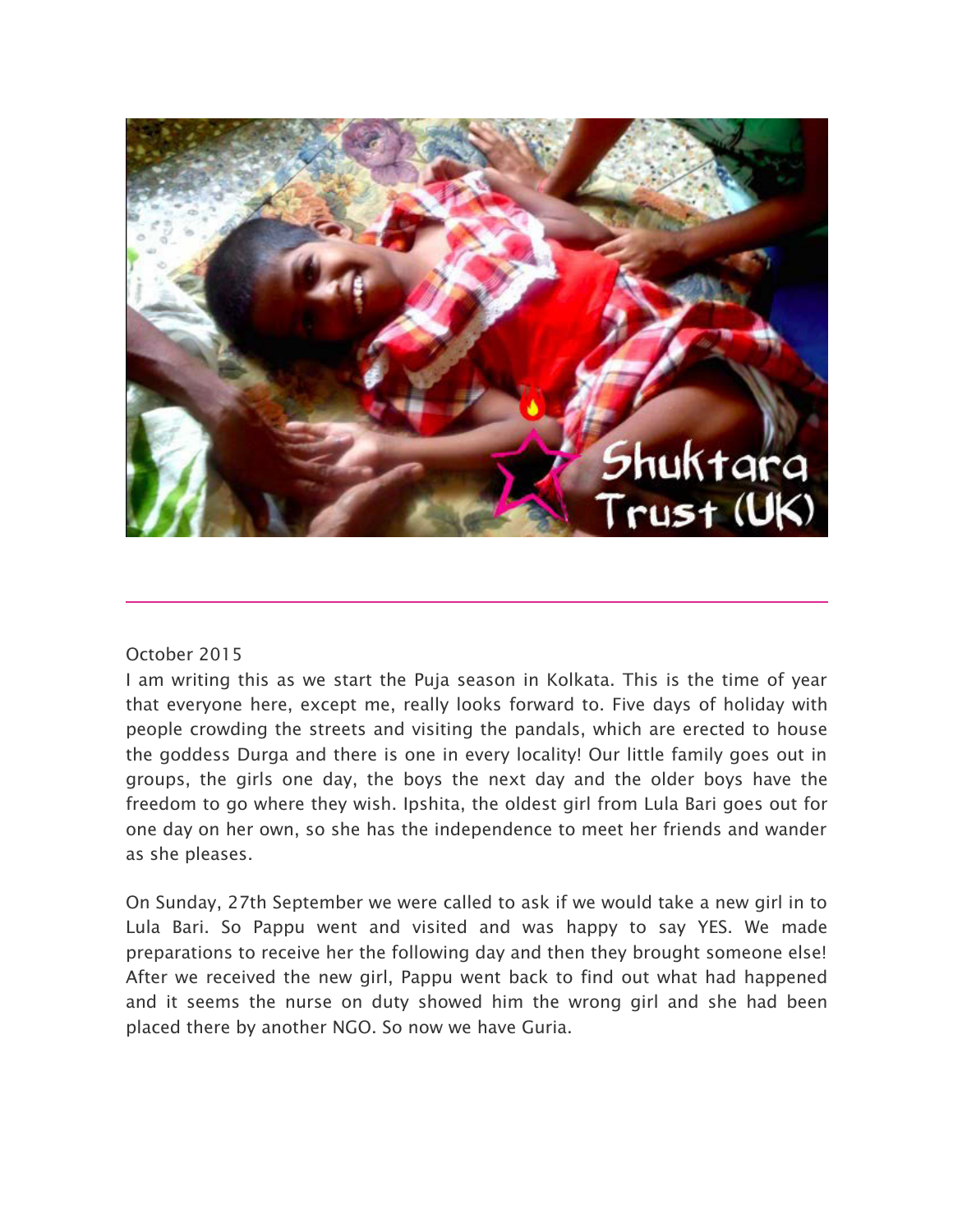October 2015

I am writing this as we start the Puja season in Kolkata. This is the time of year that everyone here, except me, really looks forward to. Five days of holiday with people crowding the streets and visiting the pandals, which are erected to house the goddess Durga and there is one in every locality! Our little family goes out in groups, the girls one day, the boys the next day and the older boys have the freedom to go where they wish. Ipshita, the oldest girl from Lula Bari goes out for one day on her own, so she has the independence to meet her friends and wander as she pleases.

On Sunday, 27th September we were called to ask if we would take a new girl in to Lula Bari. So Pappu went and visited and was happy to say YES. We made preparations to receive her the following day and then they brought someone else! After we received the new girl, Pappu went back to find out what had happened and it seems the nurse on duty showed him the wrong girl and she had been placed there by another NGO. So now we have Guria.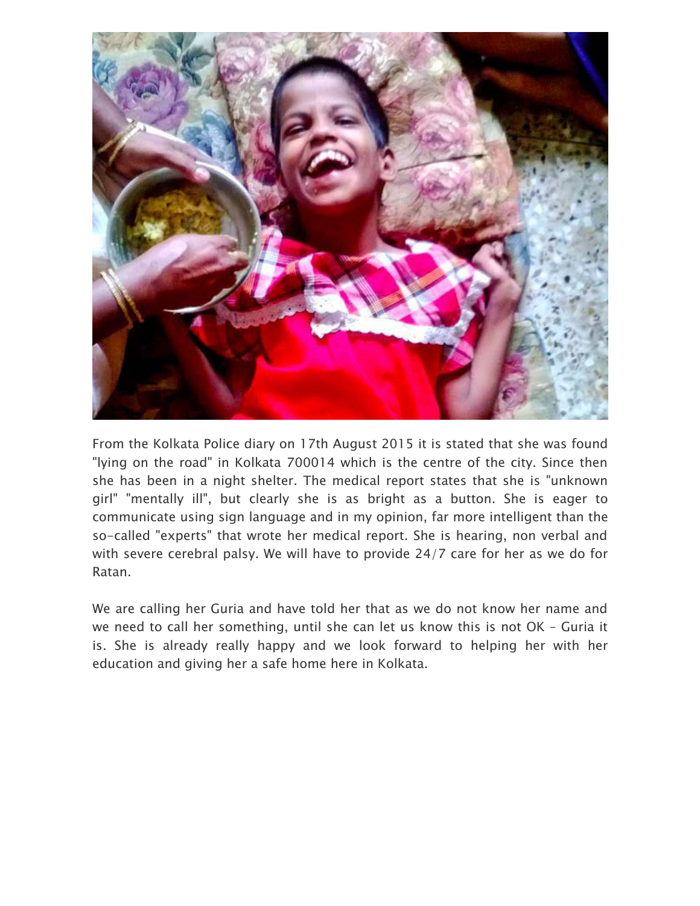From the Kolkata Police diary on 17th August 2015 it is stated that she was found "lying on the road" in Kolkata 700014 which is the centre of the city. Since then she has been in a night shelter. The medical report states that she is "unknown girl" "mentally ill", but clearly she is as bright as a button. She is eager to communicate using sign language and in my opinion, far more intelligent than the so-called "experts" that wrote her medical report. She is hearing, non verbal and with severe cerebral palsy. We will have to provide 24/7 care for her as we do for Ratan.

We are calling her Guria and have told her that as we do not know her name and we need to call her something, until she can let us know this is not OK – Guria it is. She is already really happy and we look forward to helping her with her education and giving her a safe home here in Kolkata.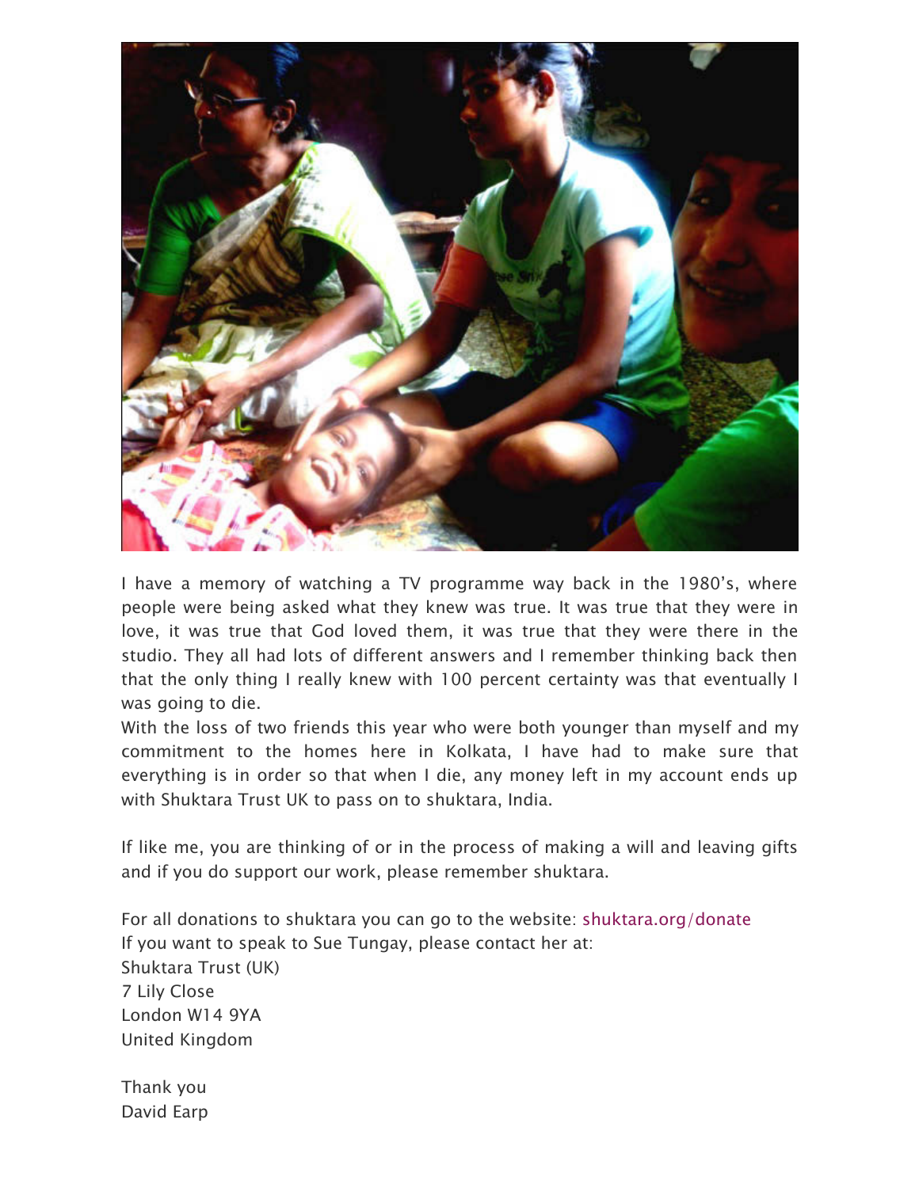I have a memory of watching a TV programme way back in the 1980's, where people were being asked what they knew was true. It was true that they were in love, it was true that God loved them, it was true that they were there in the studio. They all had lots of different answers and I remember thinking back then that the only thing I really knew with 100 percent certainty was that eventually I was going to die.
With the loss of two friends this year who were both younger than myself and my commitment to the homes here in Kolkata, I have had to make sure that everything is in order so that when I die, any money left in my account ends up with Shuktara Trust UK to pass on to shuktara, India.

If like me, you are thinking of or in the process of making a will and leaving gifts and if you do support our work, please remember shuktara.

For all donations to shuktara you can go to the website: shuktara.org/donate
If you want to speak to Sue Tungay, please contact her at:
Shuktara Trust (UK)
7 Lily Close
London W14 9YA
United Kingdom

Thank you
David Earp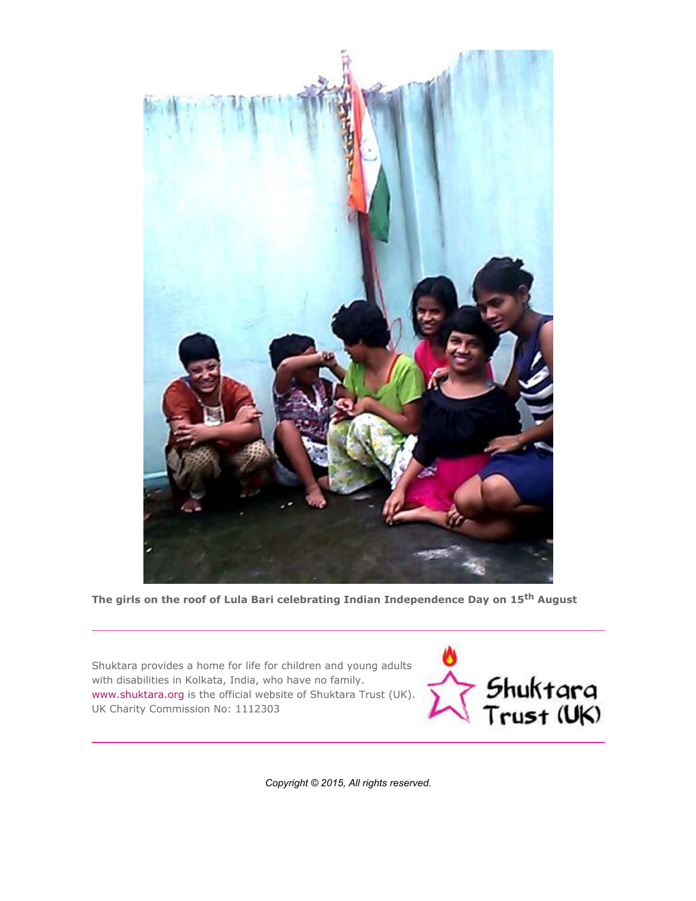**The girls on the roof of Lula Bari celebrating Indian Independence Day on 15th August**

---

Shuktara provides a home for life for children and young adults with disabilities in Kolkata, India, who have no family.
www.shuktara.org is the official website of Shuktara Trust (UK).
UK Charity Commission No: 1112303

Shuktara Trust (UK)

---

*Copyright © 2015, All rights reserved.*